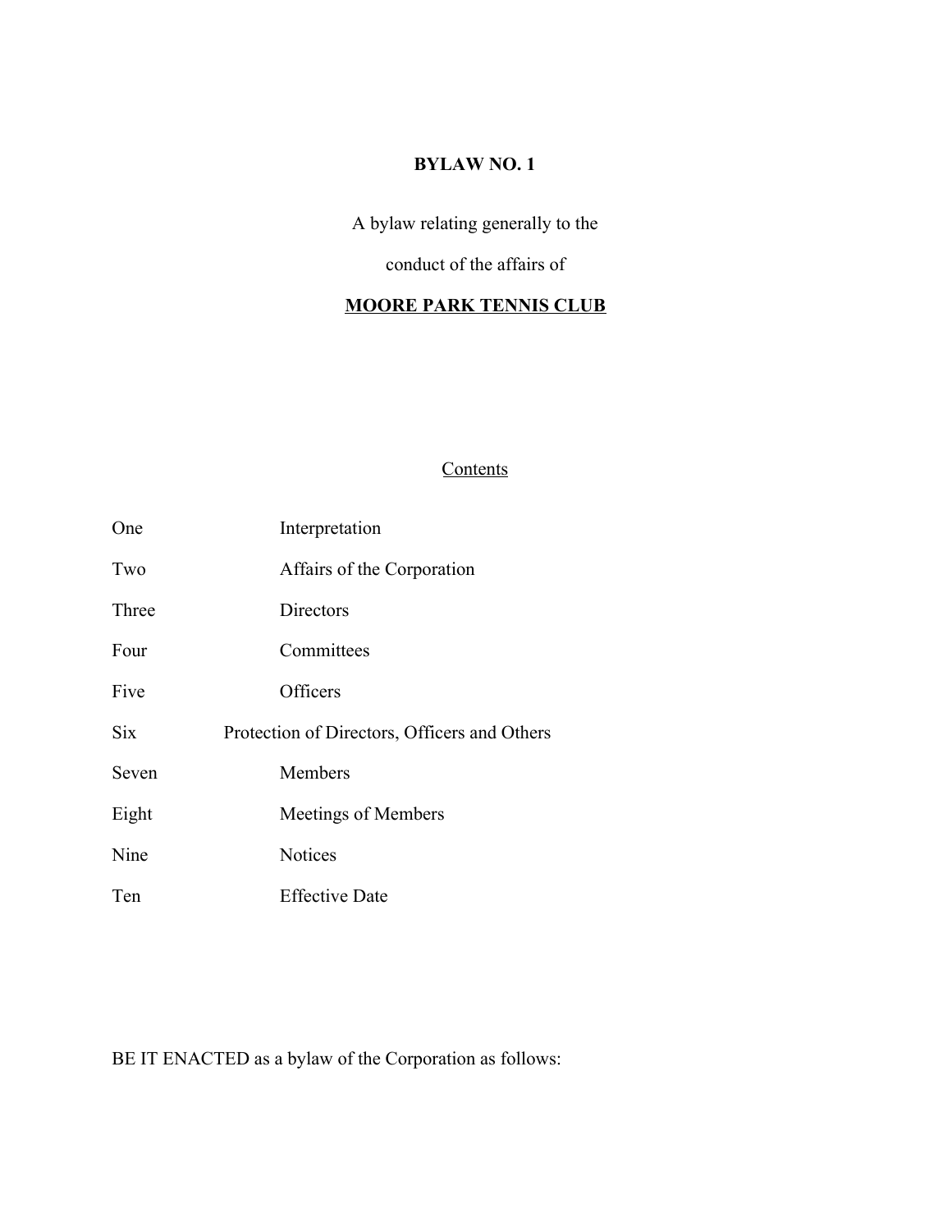**BYLAW NO. 1**

A bylaw relating generally to the

conduct of the affairs of

**MOORE PARK TENNIS CLUB**

Contents

| | |
|---|---|
| One | Interpretation |
| Two | Affairs of the Corporation |
| Three | Directors |
| Four | Committees |
| Five | Officers |
| Six | Protection of Directors, Officers and Others |
| Seven | Members |
| Eight | Meetings of Members |
| Nine | Notices |
| Ten | Effective Date |

BE IT ENACTED as a bylaw of the Corporation as follows: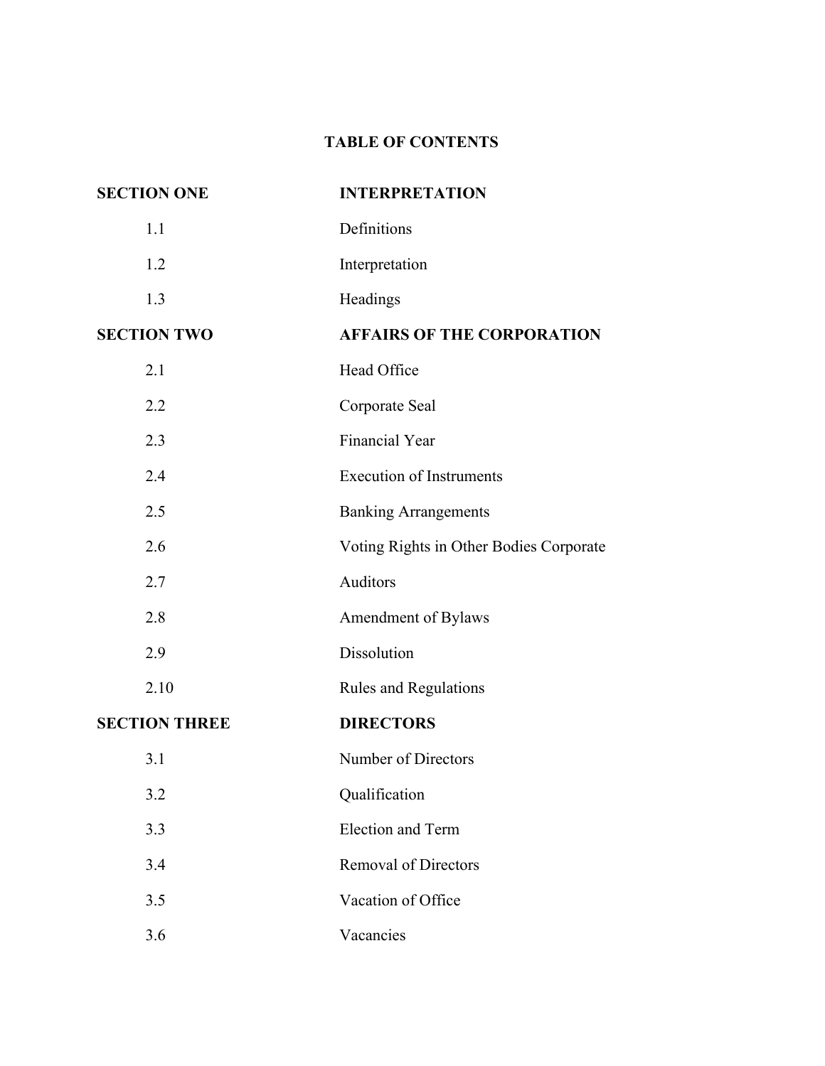# TABLE OF CONTENTS

| | |
|---|---|
| **SECTION ONE** | **INTERPRETATION** |
| 1.1 | Definitions |
| 1.2 | Interpretation |
| 1.3 | Headings |
| **SECTION TWO** | **AFFAIRS OF THE CORPORATION** |
| 2.1 | Head Office |
| 2.2 | Corporate Seal |
| 2.3 | Financial Year |
| 2.4 | Execution of Instruments |
| 2.5 | Banking Arrangements |
| 2.6 | Voting Rights in Other Bodies Corporate |
| 2.7 | Auditors |
| 2.8 | Amendment of Bylaws |
| 2.9 | Dissolution |
| 2.10 | Rules and Regulations |
| **SECTION THREE** | **DIRECTORS** |
| 3.1 | Number of Directors |
| 3.2 | Qualification |
| 3.3 | Election and Term |
| 3.4 | Removal of Directors |
| 3.5 | Vacation of Office |
| 3.6 | Vacancies |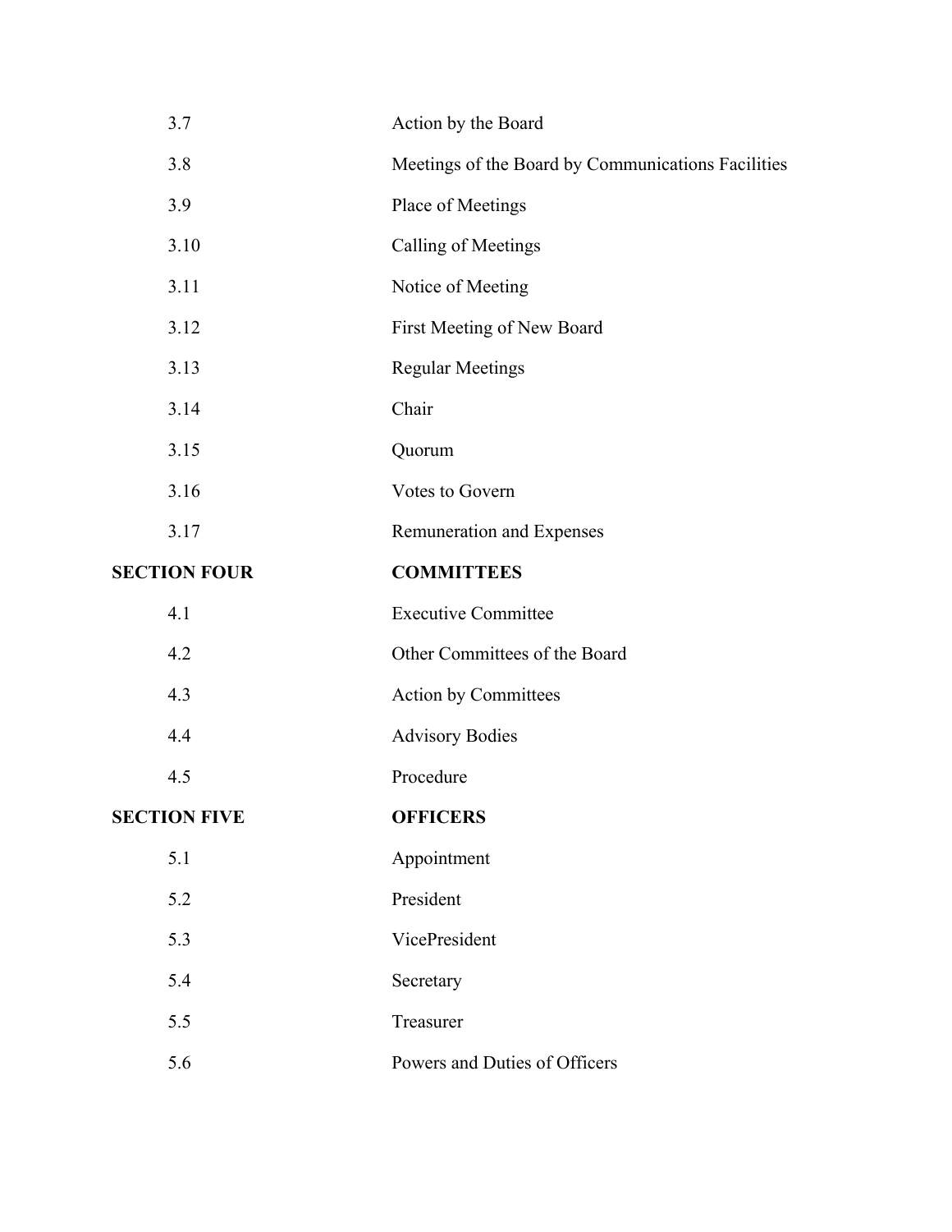| | |
|---|---|
| 3.7 | Action by the Board |
| 3.8 | Meetings of the Board by Communications Facilities |
| 3.9 | Place of Meetings |
| 3.10 | Calling of Meetings |
| 3.11 | Notice of Meeting |
| 3.12 | First Meeting of New Board |
| 3.13 | Regular Meetings |
| 3.14 | Chair |
| 3.15 | Quorum |
| 3.16 | Votes to Govern |
| 3.17 | Remuneration and Expenses |
| **SECTION FOUR** | **COMMITTEES** |
| 4.1 | Executive Committee |
| 4.2 | Other Committees of the Board |
| 4.3 | Action by Committees |
| 4.4 | Advisory Bodies |
| 4.5 | Procedure |
| **SECTION FIVE** | **OFFICERS** |
| 5.1 | Appointment |
| 5.2 | President |
| 5.3 | VicePresident |
| 5.4 | Secretary |
| 5.5 | Treasurer |
| 5.6 | Powers and Duties of Officers |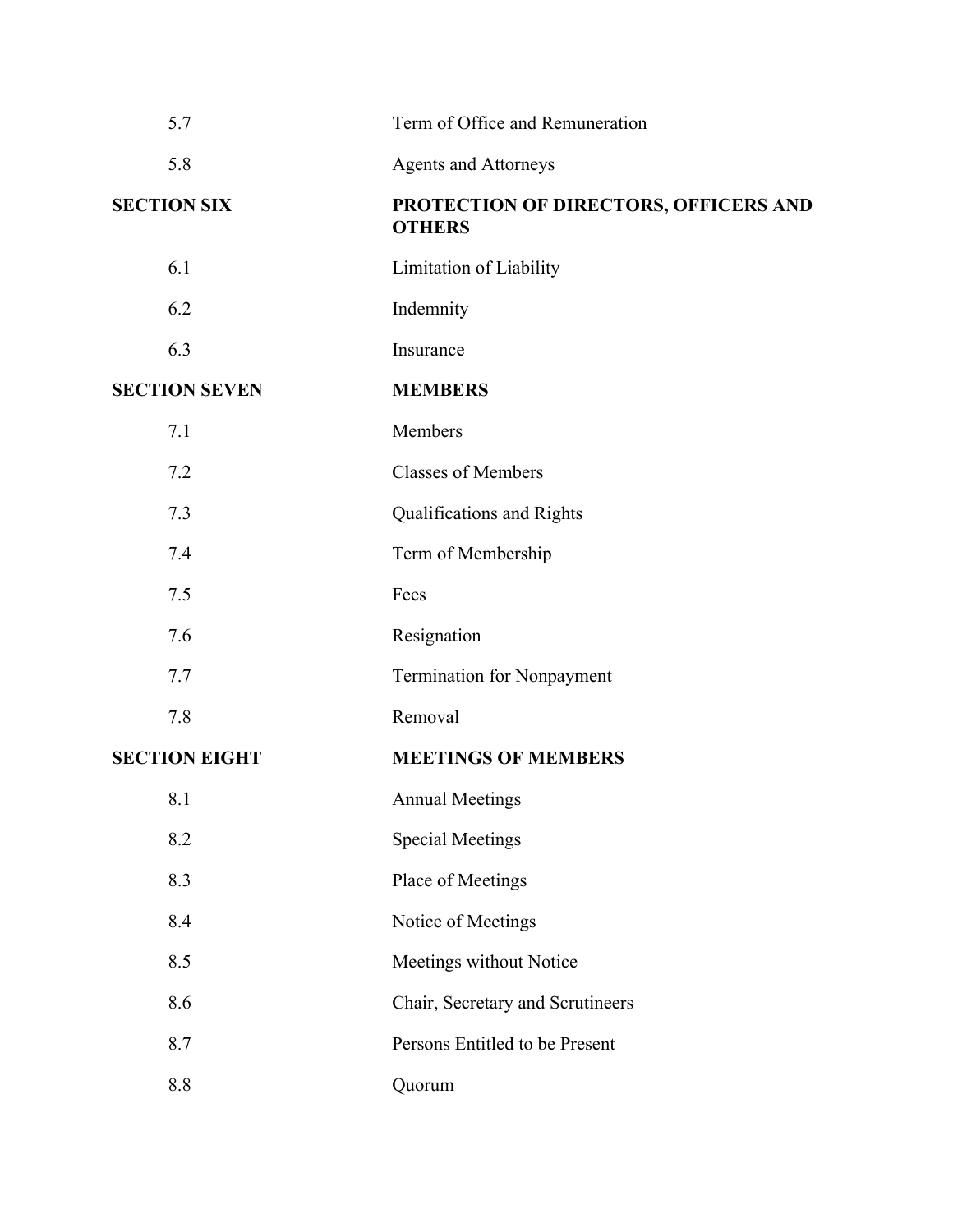| | |
|---|---|
| 5.7 | Term of Office and Remuneration |
| 5.8 | Agents and Attorneys |
| **SECTION SIX** | **PROTECTION OF DIRECTORS, OFFICERS AND OTHERS** |
| 6.1 | Limitation of Liability |
| 6.2 | Indemnity |
| 6.3 | Insurance |
| **SECTION SEVEN** | **MEMBERS** |
| 7.1 | Members |
| 7.2 | Classes of Members |
| 7.3 | Qualifications and Rights |
| 7.4 | Term of Membership |
| 7.5 | Fees |
| 7.6 | Resignation |
| 7.7 | Termination for Nonpayment |
| 7.8 | Removal |
| **SECTION EIGHT** | **MEETINGS OF MEMBERS** |
| 8.1 | Annual Meetings |
| 8.2 | Special Meetings |
| 8.3 | Place of Meetings |
| 8.4 | Notice of Meetings |
| 8.5 | Meetings without Notice |
| 8.6 | Chair, Secretary and Scrutineers |
| 8.7 | Persons Entitled to be Present |
| 8.8 | Quorum |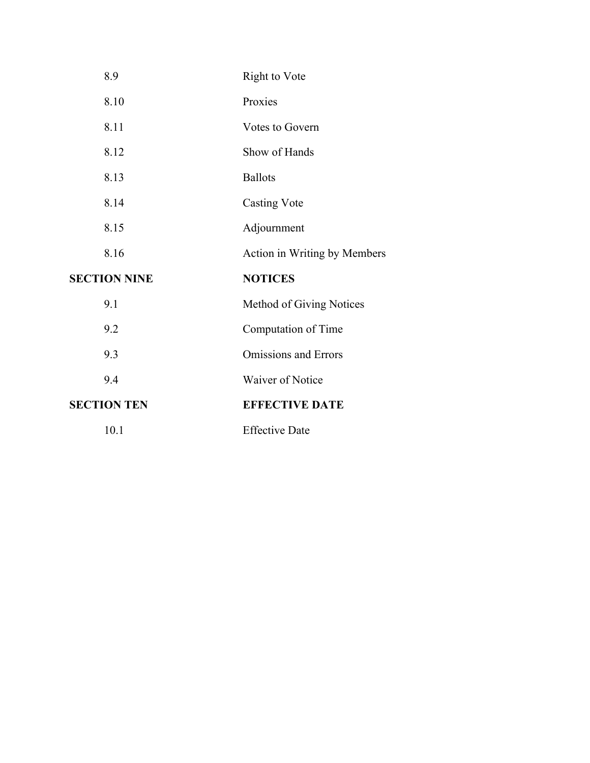| | |
|---|---|
| 8.9 | Right to Vote |
| 8.10 | Proxies |
| 8.11 | Votes to Govern |
| 8.12 | Show of Hands |
| 8.13 | Ballots |
| 8.14 | Casting Vote |
| 8.15 | Adjournment |
| 8.16 | Action in Writing by Members |
| **SECTION NINE** | **NOTICES** |
| 9.1 | Method of Giving Notices |
| 9.2 | Computation of Time |
| 9.3 | Omissions and Errors |
| 9.4 | Waiver of Notice |
| **SECTION TEN** | **EFFECTIVE DATE** |
| 10.1 | Effective Date |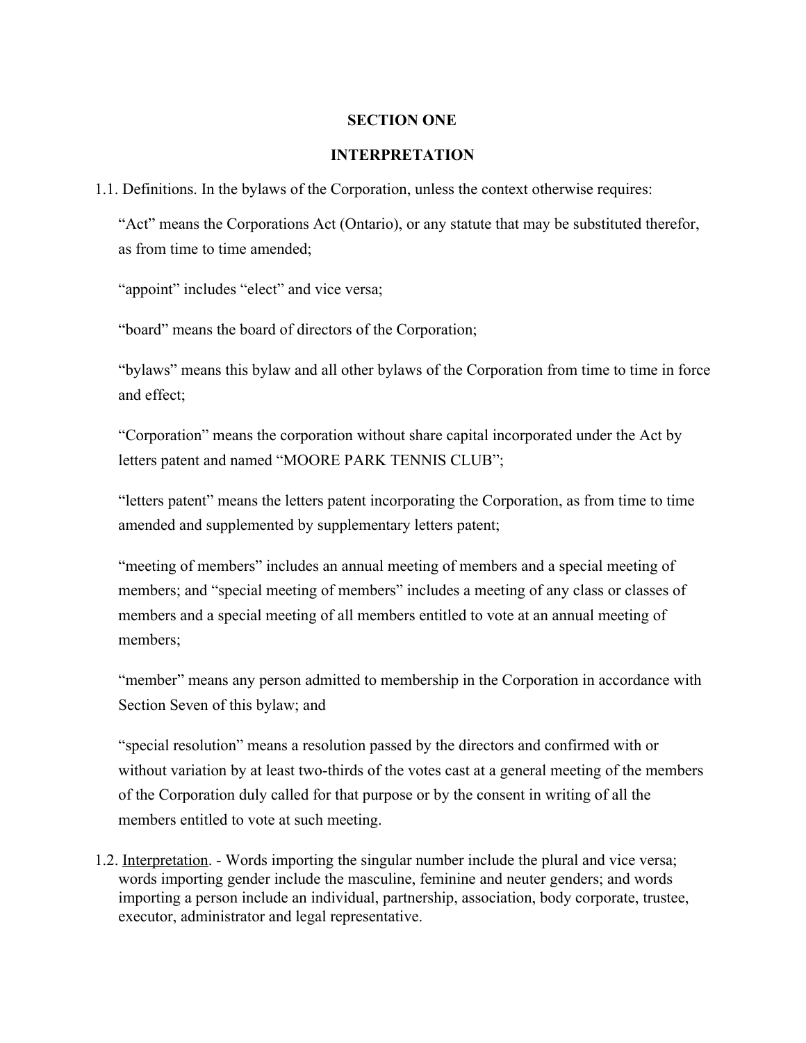## SECTION ONE

## INTERPRETATION

1.1. Definitions. In the bylaws of the Corporation, unless the context otherwise requires:

"Act" means the Corporations Act (Ontario), or any statute that may be substituted therefor, as from time to time amended;

"appoint" includes "elect" and vice versa;

"board" means the board of directors of the Corporation;

"bylaws" means this bylaw and all other bylaws of the Corporation from time to time in force and effect;

"Corporation" means the corporation without share capital incorporated under the Act by letters patent and named "MOORE PARK TENNIS CLUB";

"letters patent" means the letters patent incorporating the Corporation, as from time to time amended and supplemented by supplementary letters patent;

"meeting of members" includes an annual meeting of members and a special meeting of members; and "special meeting of members" includes a meeting of any class or classes of members and a special meeting of all members entitled to vote at an annual meeting of members;

"member" means any person admitted to membership in the Corporation in accordance with Section Seven of this bylaw; and

"special resolution" means a resolution passed by the directors and confirmed with or without variation by at least two-thirds of the votes cast at a general meeting of the members of the Corporation duly called for that purpose or by the consent in writing of all the members entitled to vote at such meeting.

1.2. Interpretation. - Words importing the singular number include the plural and vice versa; words importing gender include the masculine, feminine and neuter genders; and words importing a person include an individual, partnership, association, body corporate, trustee, executor, administrator and legal representative.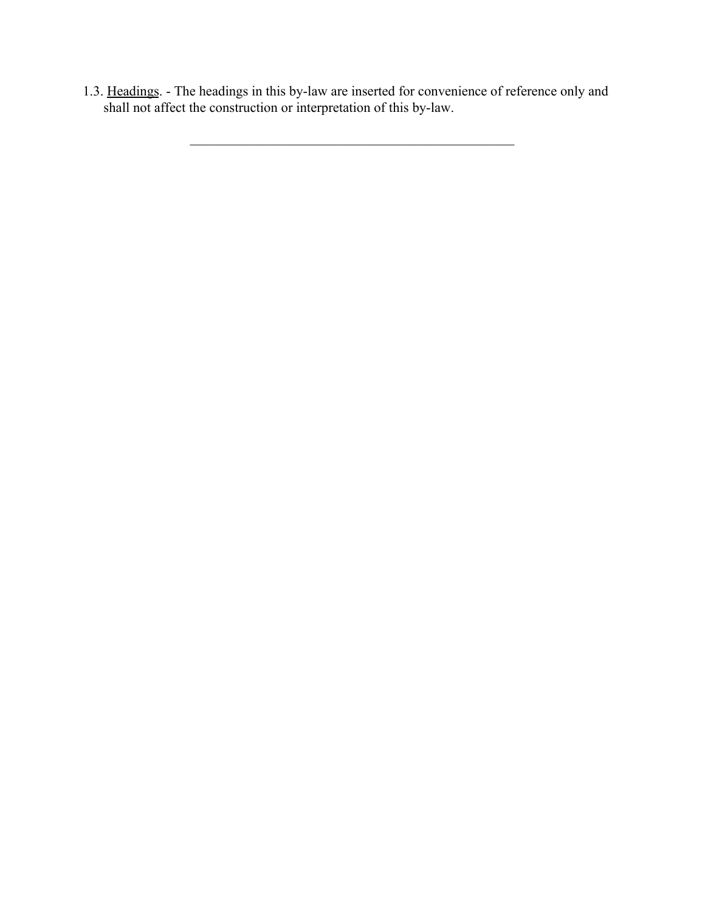1.3. <u>Headings</u>. - The headings in this by-law are inserted for convenience of reference only and shall not affect the construction or interpretation of this by-law.

---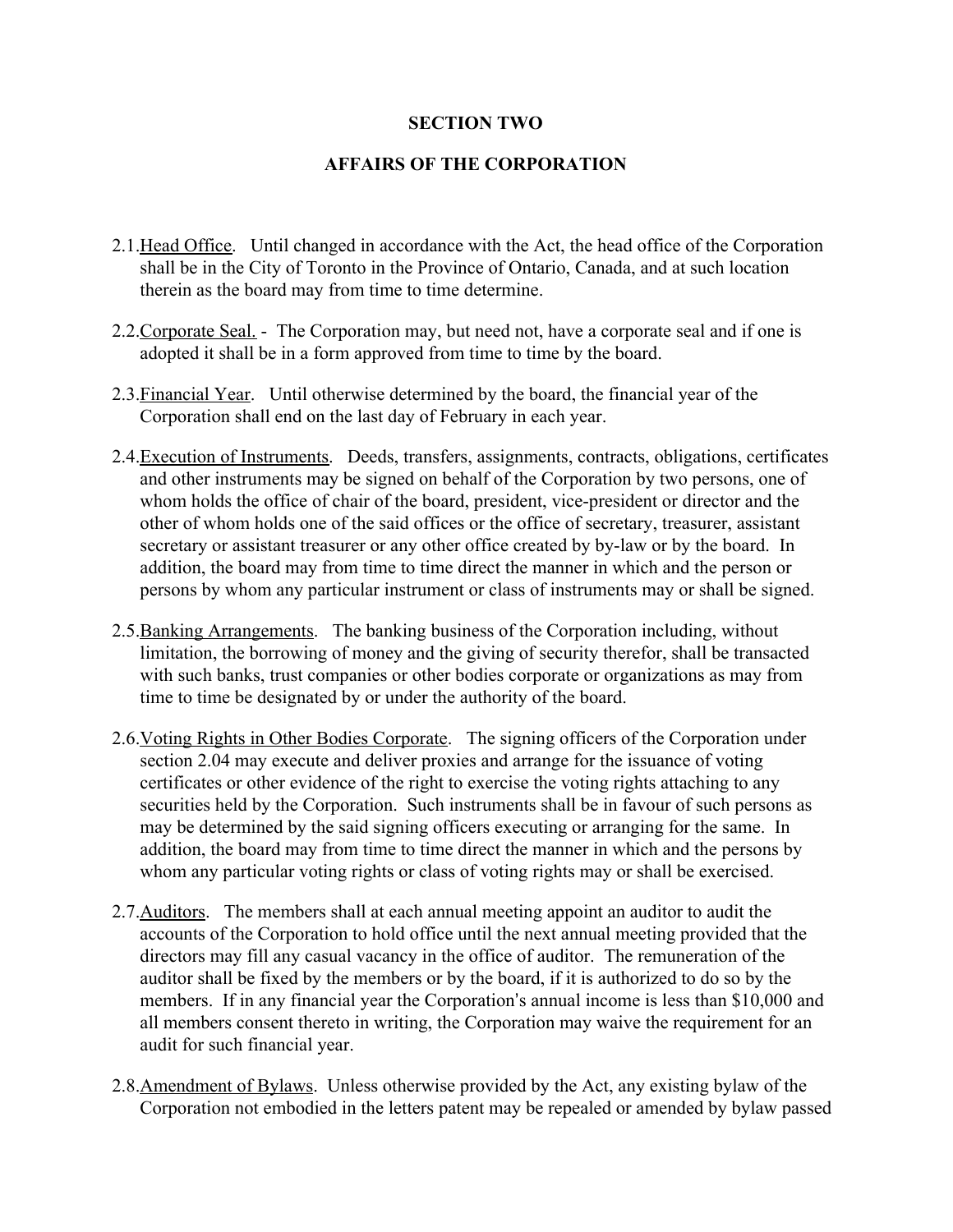## SECTION TWO

## AFFAIRS OF THE CORPORATION

2.1. Head Office. Until changed in accordance with the Act, the head office of the Corporation shall be in the City of Toronto in the Province of Ontario, Canada, and at such location therein as the board may from time to time determine.

2.2. Corporate Seal. - The Corporation may, but need not, have a corporate seal and if one is adopted it shall be in a form approved from time to time by the board.

2.3. Financial Year. Until otherwise determined by the board, the financial year of the Corporation shall end on the last day of February in each year.

2.4. Execution of Instruments. Deeds, transfers, assignments, contracts, obligations, certificates and other instruments may be signed on behalf of the Corporation by two persons, one of whom holds the office of chair of the board, president, vice-president or director and the other of whom holds one of the said offices or the office of secretary, treasurer, assistant secretary or assistant treasurer or any other office created by by-law or by the board. In addition, the board may from time to time direct the manner in which and the person or persons by whom any particular instrument or class of instruments may or shall be signed.

2.5. Banking Arrangements. The banking business of the Corporation including, without limitation, the borrowing of money and the giving of security therefor, shall be transacted with such banks, trust companies or other bodies corporate or organizations as may from time to time be designated by or under the authority of the board.

2.6. Voting Rights in Other Bodies Corporate. The signing officers of the Corporation under section 2.04 may execute and deliver proxies and arrange for the issuance of voting certificates or other evidence of the right to exercise the voting rights attaching to any securities held by the Corporation. Such instruments shall be in favour of such persons as may be determined by the said signing officers executing or arranging for the same. In addition, the board may from time to time direct the manner in which and the persons by whom any particular voting rights or class of voting rights may or shall be exercised.

2.7. Auditors. The members shall at each annual meeting appoint an auditor to audit the accounts of the Corporation to hold office until the next annual meeting provided that the directors may fill any casual vacancy in the office of auditor. The remuneration of the auditor shall be fixed by the members or by the board, if it is authorized to do so by the members. If in any financial year the Corporation's annual income is less than $10,000 and all members consent thereto in writing, the Corporation may waive the requirement for an audit for such financial year.

2.8. Amendment of Bylaws. Unless otherwise provided by the Act, any existing bylaw of the Corporation not embodied in the letters patent may be repealed or amended by bylaw passed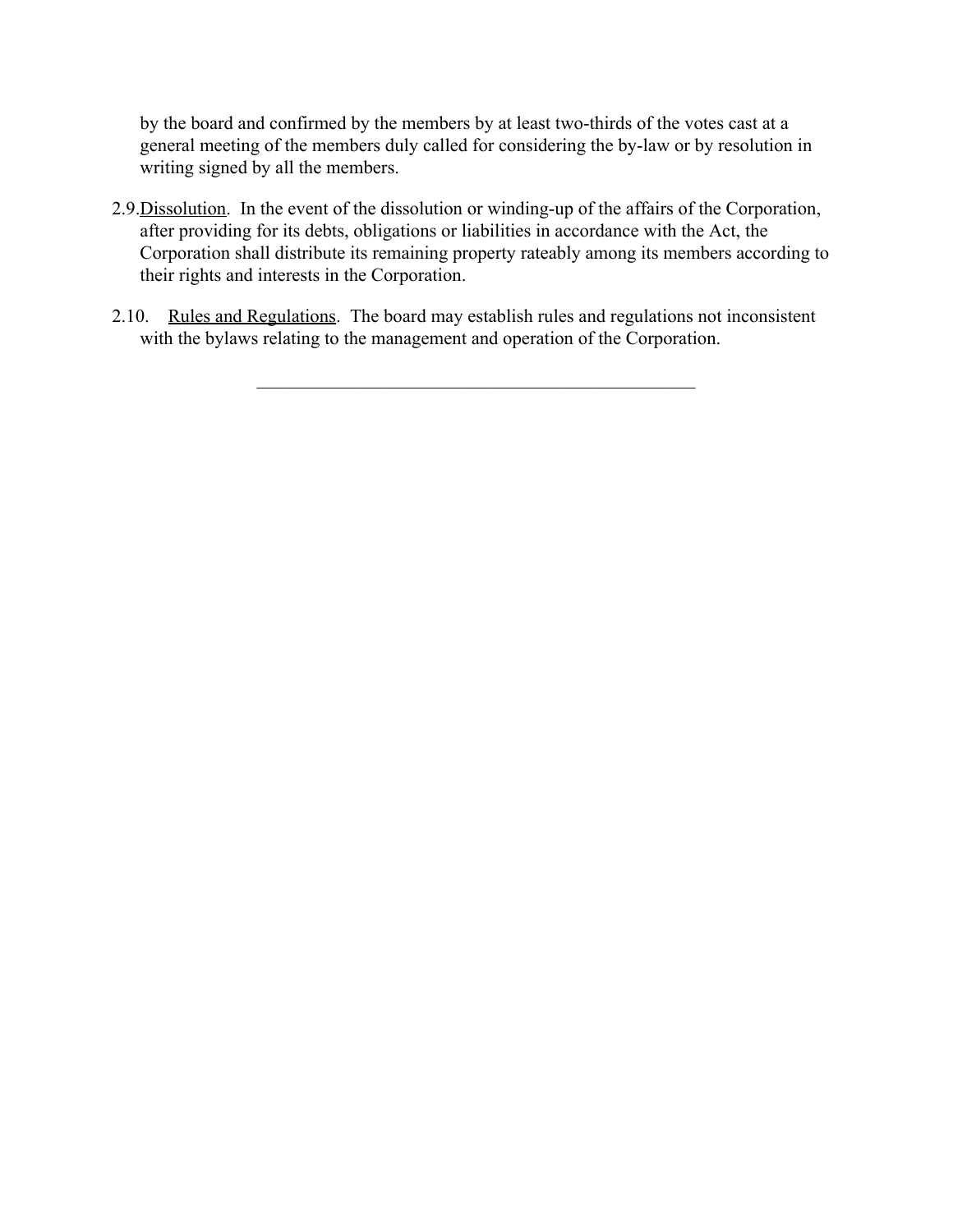by the board and confirmed by the members by at least two-thirds of the votes cast at a general meeting of the members duly called for considering the by-law or by resolution in writing signed by all the members.

2.9. Dissolution. In the event of the dissolution or winding-up of the affairs of the Corporation, after providing for its debts, obligations or liabilities in accordance with the Act, the Corporation shall distribute its remaining property rateably among its members according to their rights and interests in the Corporation.

2.10. Rules and Regulations. The board may establish rules and regulations not inconsistent with the bylaws relating to the management and operation of the Corporation.

---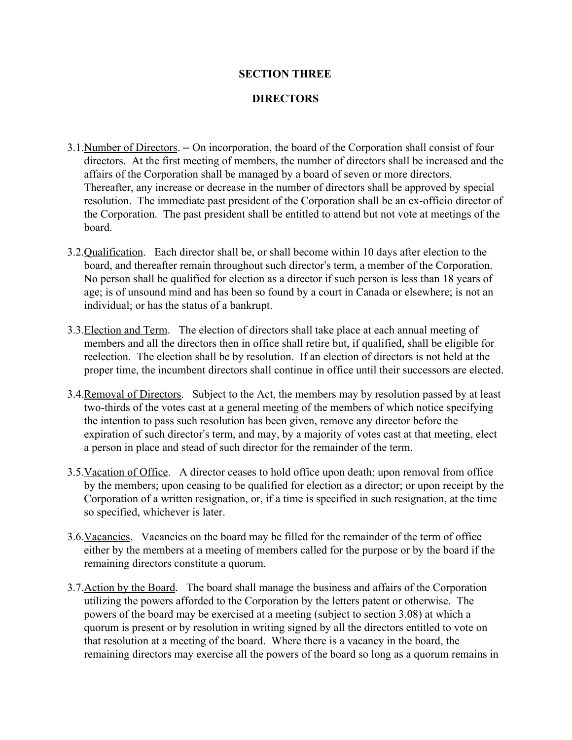## SECTION THREE

## DIRECTORS

3.1. Number of Directors. – On incorporation, the board of the Corporation shall consist of four directors. At the first meeting of members, the number of directors shall be increased and the affairs of the Corporation shall be managed by a board of seven or more directors. Thereafter, any increase or decrease in the number of directors shall be approved by special resolution. The immediate past president of the Corporation shall be an ex-officio director of the Corporation. The past president shall be entitled to attend but not vote at meetings of the board.

3.2. Qualification. Each director shall be, or shall become within 10 days after election to the board, and thereafter remain throughout such director's term, a member of the Corporation. No person shall be qualified for election as a director if such person is less than 18 years of age; is of unsound mind and has been so found by a court in Canada or elsewhere; is not an individual; or has the status of a bankrupt.

3.3. Election and Term. The election of directors shall take place at each annual meeting of members and all the directors then in office shall retire but, if qualified, shall be eligible for reelection. The election shall be by resolution. If an election of directors is not held at the proper time, the incumbent directors shall continue in office until their successors are elected.

3.4. Removal of Directors. Subject to the Act, the members may by resolution passed by at least two-thirds of the votes cast at a general meeting of the members of which notice specifying the intention to pass such resolution has been given, remove any director before the expiration of such director's term, and may, by a majority of votes cast at that meeting, elect a person in place and stead of such director for the remainder of the term.

3.5. Vacation of Office. A director ceases to hold office upon death; upon removal from office by the members; upon ceasing to be qualified for election as a director; or upon receipt by the Corporation of a written resignation, or, if a time is specified in such resignation, at the time so specified, whichever is later.

3.6. Vacancies. Vacancies on the board may be filled for the remainder of the term of office either by the members at a meeting of members called for the purpose or by the board if the remaining directors constitute a quorum.

3.7. Action by the Board. The board shall manage the business and affairs of the Corporation utilizing the powers afforded to the Corporation by the letters patent or otherwise. The powers of the board may be exercised at a meeting (subject to section 3.08) at which a quorum is present or by resolution in writing signed by all the directors entitled to vote on that resolution at a meeting of the board. Where there is a vacancy in the board, the remaining directors may exercise all the powers of the board so long as a quorum remains in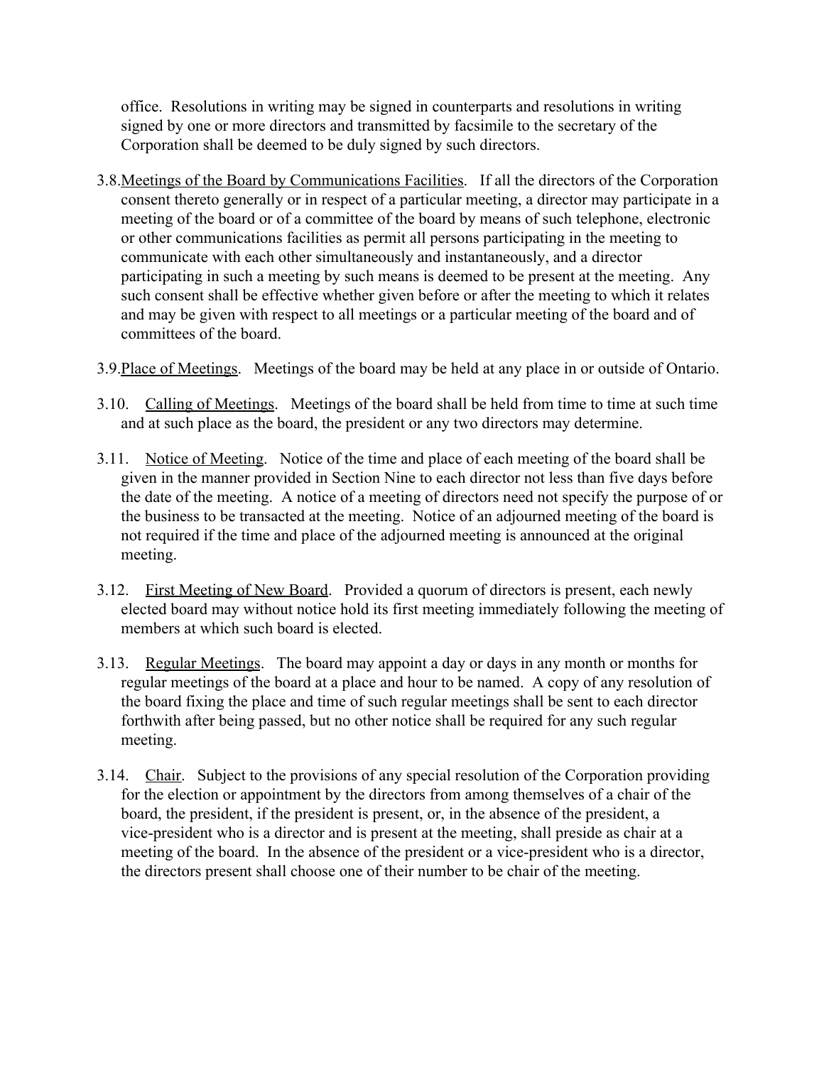office. Resolutions in writing may be signed in counterparts and resolutions in writing signed by one or more directors and transmitted by facsimile to the secretary of the Corporation shall be deemed to be duly signed by such directors.

3.8. Meetings of the Board by Communications Facilities. If all the directors of the Corporation consent thereto generally or in respect of a particular meeting, a director may participate in a meeting of the board or of a committee of the board by means of such telephone, electronic or other communications facilities as permit all persons participating in the meeting to communicate with each other simultaneously and instantaneously, and a director participating in such a meeting by such means is deemed to be present at the meeting. Any such consent shall be effective whether given before or after the meeting to which it relates and may be given with respect to all meetings or a particular meeting of the board and of committees of the board.

3.9. Place of Meetings. Meetings of the board may be held at any place in or outside of Ontario.

3.10. Calling of Meetings. Meetings of the board shall be held from time to time at such time and at such place as the board, the president or any two directors may determine.

3.11. Notice of Meeting. Notice of the time and place of each meeting of the board shall be given in the manner provided in Section Nine to each director not less than five days before the date of the meeting. A notice of a meeting of directors need not specify the purpose of or the business to be transacted at the meeting. Notice of an adjourned meeting of the board is not required if the time and place of the adjourned meeting is announced at the original meeting.

3.12. First Meeting of New Board. Provided a quorum of directors is present, each newly elected board may without notice hold its first meeting immediately following the meeting of members at which such board is elected.

3.13. Regular Meetings. The board may appoint a day or days in any month or months for regular meetings of the board at a place and hour to be named. A copy of any resolution of the board fixing the place and time of such regular meetings shall be sent to each director forthwith after being passed, but no other notice shall be required for any such regular meeting.

3.14. Chair. Subject to the provisions of any special resolution of the Corporation providing for the election or appointment by the directors from among themselves of a chair of the board, the president, if the president is present, or, in the absence of the president, a vice-president who is a director and is present at the meeting, shall preside as chair at a meeting of the board. In the absence of the president or a vice-president who is a director, the directors present shall choose one of their number to be chair of the meeting.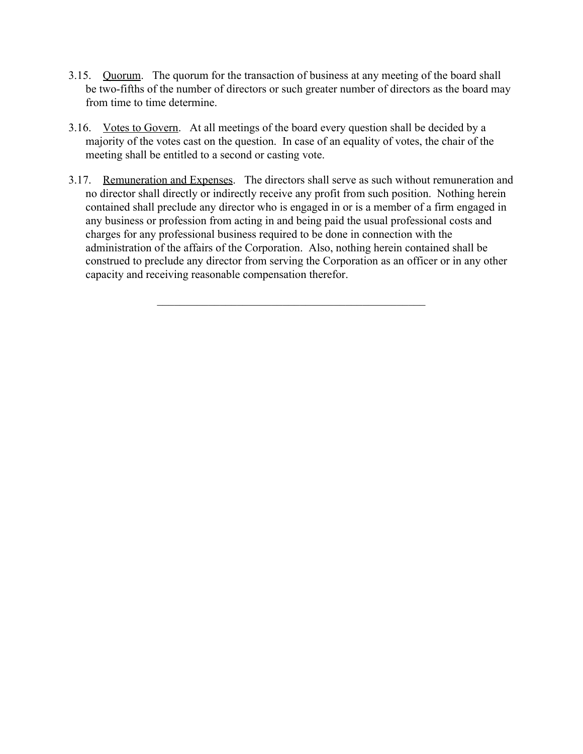3.15. Quorum. The quorum for the transaction of business at any meeting of the board shall be two-fifths of the number of directors or such greater number of directors as the board may from time to time determine.

3.16. Votes to Govern. At all meetings of the board every question shall be decided by a majority of the votes cast on the question. In case of an equality of votes, the chair of the meeting shall be entitled to a second or casting vote.

3.17. Remuneration and Expenses. The directors shall serve as such without remuneration and no director shall directly or indirectly receive any profit from such position. Nothing herein contained shall preclude any director who is engaged in or is a member of a firm engaged in any business or profession from acting in and being paid the usual professional costs and charges for any professional business required to be done in connection with the administration of the affairs of the Corporation. Also, nothing herein contained shall be construed to preclude any director from serving the Corporation as an officer or in any other capacity and receiving reasonable compensation therefor.

---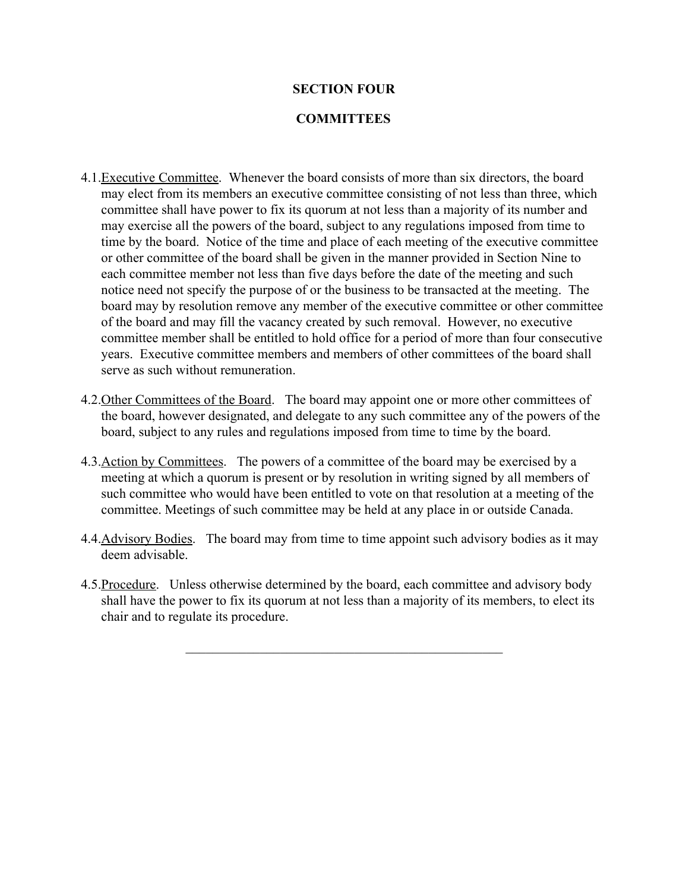## SECTION FOUR

## COMMITTEES

4.1. Executive Committee. Whenever the board consists of more than six directors, the board may elect from its members an executive committee consisting of not less than three, which committee shall have power to fix its quorum at not less than a majority of its number and may exercise all the powers of the board, subject to any regulations imposed from time to time by the board. Notice of the time and place of each meeting of the executive committee or other committee of the board shall be given in the manner provided in Section Nine to each committee member not less than five days before the date of the meeting and such notice need not specify the purpose of or the business to be transacted at the meeting. The board may by resolution remove any member of the executive committee or other committee of the board and may fill the vacancy created by such removal. However, no executive committee member shall be entitled to hold office for a period of more than four consecutive years. Executive committee members and members of other committees of the board shall serve as such without remuneration.

4.2. Other Committees of the Board. The board may appoint one or more other committees of the board, however designated, and delegate to any such committee any of the powers of the board, subject to any rules and regulations imposed from time to time by the board.

4.3. Action by Committees. The powers of a committee of the board may be exercised by a meeting at which a quorum is present or by resolution in writing signed by all members of such committee who would have been entitled to vote on that resolution at a meeting of the committee. Meetings of such committee may be held at any place in or outside Canada.

4.4. Advisory Bodies. The board may from time to time appoint such advisory bodies as it may deem advisable.

4.5. Procedure. Unless otherwise determined by the board, each committee and advisory body shall have the power to fix its quorum at not less than a majority of its members, to elect its chair and to regulate its procedure.

---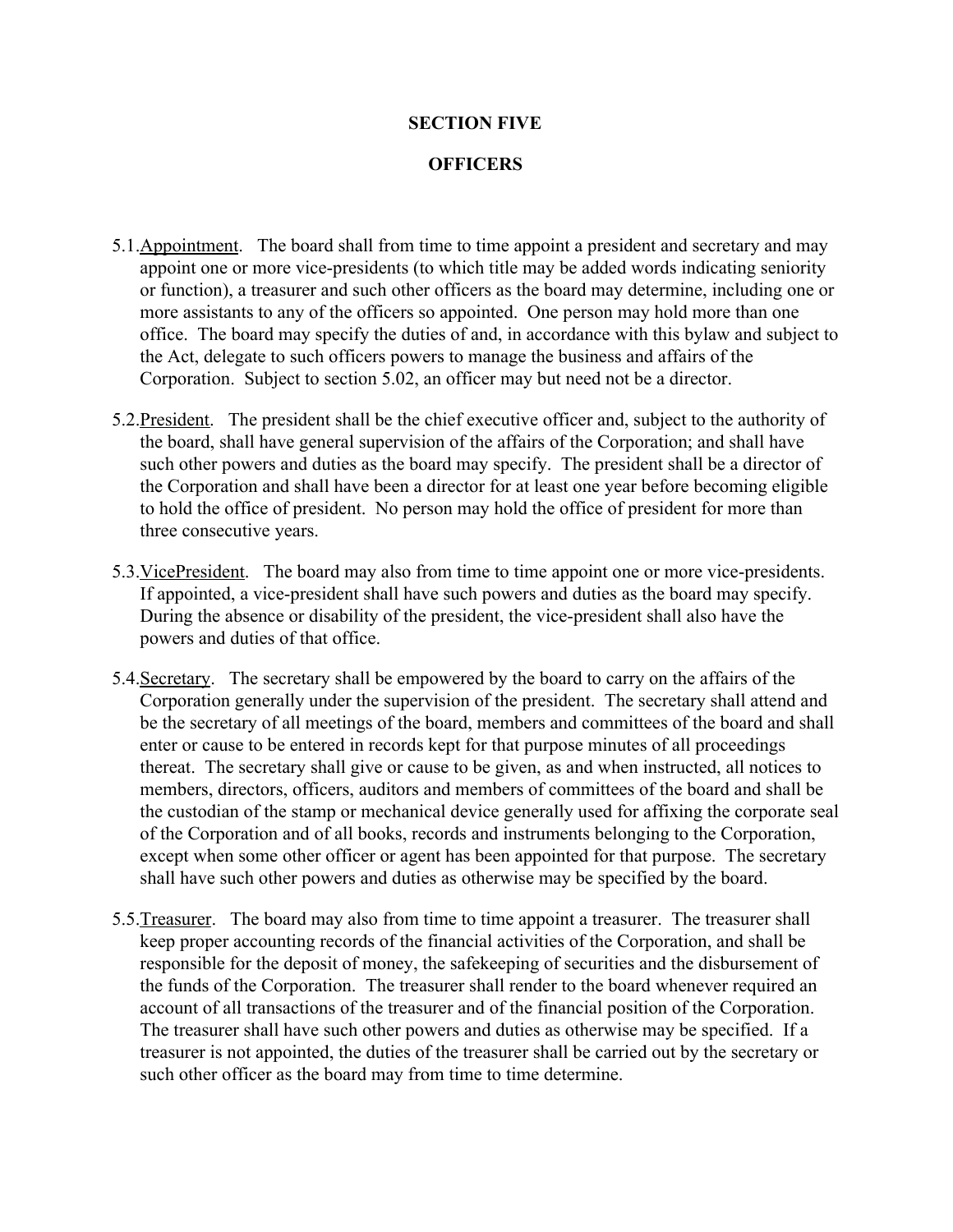## SECTION FIVE

## OFFICERS

5.1.Appointment. The board shall from time to time appoint a president and secretary and may appoint one or more vice-presidents (to which title may be added words indicating seniority or function), a treasurer and such other officers as the board may determine, including one or more assistants to any of the officers so appointed. One person may hold more than one office. The board may specify the duties of and, in accordance with this bylaw and subject to the Act, delegate to such officers powers to manage the business and affairs of the Corporation. Subject to section 5.02, an officer may but need not be a director.

5.2.President. The president shall be the chief executive officer and, subject to the authority of the board, shall have general supervision of the affairs of the Corporation; and shall have such other powers and duties as the board may specify. The president shall be a director of the Corporation and shall have been a director for at least one year before becoming eligible to hold the office of president. No person may hold the office of president for more than three consecutive years.

5.3.VicePresident. The board may also from time to time appoint one or more vice-presidents. If appointed, a vice-president shall have such powers and duties as the board may specify. During the absence or disability of the president, the vice-president shall also have the powers and duties of that office.

5.4.Secretary. The secretary shall be empowered by the board to carry on the affairs of the Corporation generally under the supervision of the president. The secretary shall attend and be the secretary of all meetings of the board, members and committees of the board and shall enter or cause to be entered in records kept for that purpose minutes of all proceedings thereat. The secretary shall give or cause to be given, as and when instructed, all notices to members, directors, officers, auditors and members of committees of the board and shall be the custodian of the stamp or mechanical device generally used for affixing the corporate seal of the Corporation and of all books, records and instruments belonging to the Corporation, except when some other officer or agent has been appointed for that purpose. The secretary shall have such other powers and duties as otherwise may be specified by the board.

5.5.Treasurer. The board may also from time to time appoint a treasurer. The treasurer shall keep proper accounting records of the financial activities of the Corporation, and shall be responsible for the deposit of money, the safekeeping of securities and the disbursement of the funds of the Corporation. The treasurer shall render to the board whenever required an account of all transactions of the treasurer and of the financial position of the Corporation. The treasurer shall have such other powers and duties as otherwise may be specified. If a treasurer is not appointed, the duties of the treasurer shall be carried out by the secretary or such other officer as the board may from time to time determine.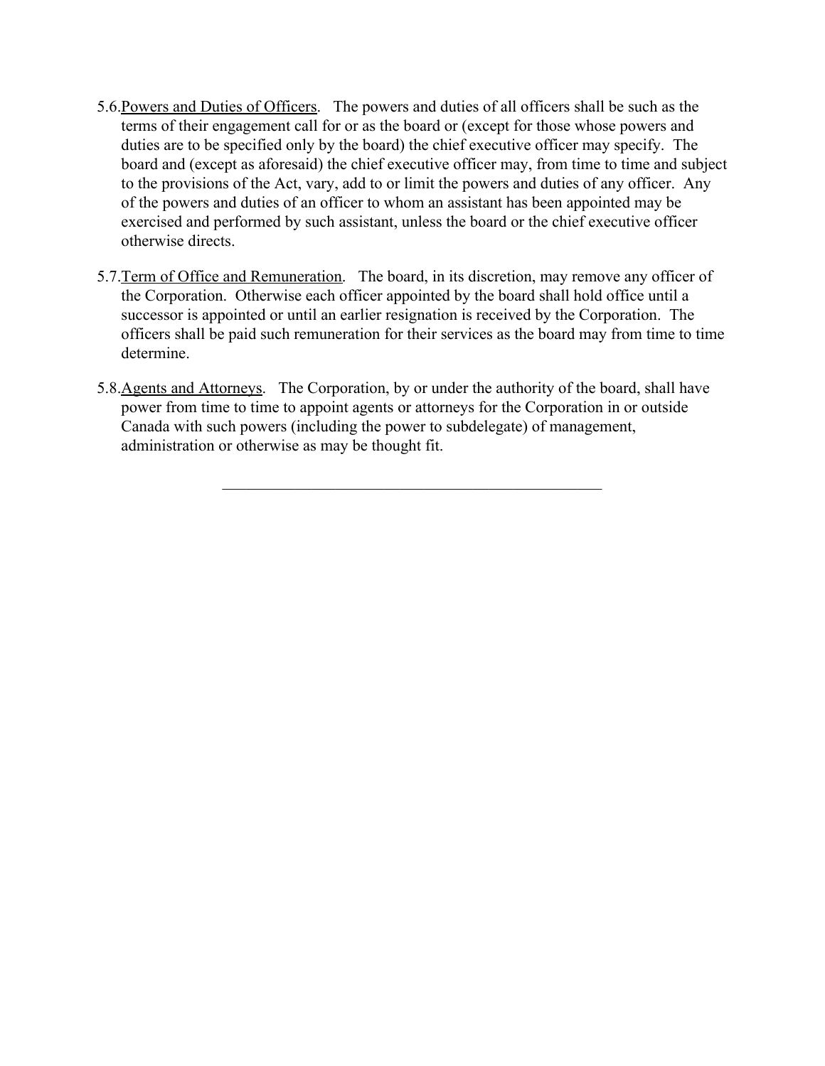5.6. Powers and Duties of Officers. The powers and duties of all officers shall be such as the terms of their engagement call for or as the board or (except for those whose powers and duties are to be specified only by the board) the chief executive officer may specify. The board and (except as aforesaid) the chief executive officer may, from time to time and subject to the provisions of the Act, vary, add to or limit the powers and duties of any officer. Any of the powers and duties of an officer to whom an assistant has been appointed may be exercised and performed by such assistant, unless the board or the chief executive officer otherwise directs.

5.7. Term of Office and Remuneration. The board, in its discretion, may remove any officer of the Corporation. Otherwise each officer appointed by the board shall hold office until a successor is appointed or until an earlier resignation is received by the Corporation. The officers shall be paid such remuneration for their services as the board may from time to time determine.

5.8. Agents and Attorneys. The Corporation, by or under the authority of the board, shall have power from time to time to appoint agents or attorneys for the Corporation in or outside Canada with such powers (including the power to subdelegate) of management, administration or otherwise as may be thought fit.

---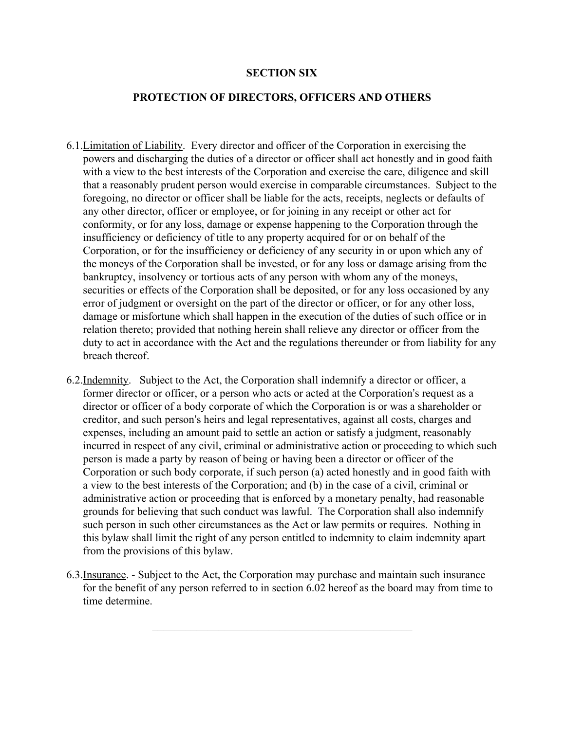## SECTION SIX

## PROTECTION OF DIRECTORS, OFFICERS AND OTHERS

6.1. Limitation of Liability. Every director and officer of the Corporation in exercising the powers and discharging the duties of a director or officer shall act honestly and in good faith with a view to the best interests of the Corporation and exercise the care, diligence and skill that a reasonably prudent person would exercise in comparable circumstances. Subject to the foregoing, no director or officer shall be liable for the acts, receipts, neglects or defaults of any other director, officer or employee, or for joining in any receipt or other act for conformity, or for any loss, damage or expense happening to the Corporation through the insufficiency or deficiency of title to any property acquired for or on behalf of the Corporation, or for the insufficiency or deficiency of any security in or upon which any of the moneys of the Corporation shall be invested, or for any loss or damage arising from the bankruptcy, insolvency or tortious acts of any person with whom any of the moneys, securities or effects of the Corporation shall be deposited, or for any loss occasioned by any error of judgment or oversight on the part of the director or officer, or for any other loss, damage or misfortune which shall happen in the execution of the duties of such office or in relation thereto; provided that nothing herein shall relieve any director or officer from the duty to act in accordance with the Act and the regulations thereunder or from liability for any breach thereof.

6.2. Indemnity. Subject to the Act, the Corporation shall indemnify a director or officer, a former director or officer, or a person who acts or acted at the Corporation's request as a director or officer of a body corporate of which the Corporation is or was a shareholder or creditor, and such person's heirs and legal representatives, against all costs, charges and expenses, including an amount paid to settle an action or satisfy a judgment, reasonably incurred in respect of any civil, criminal or administrative action or proceeding to which such person is made a party by reason of being or having been a director or officer of the Corporation or such body corporate, if such person (a) acted honestly and in good faith with a view to the best interests of the Corporation; and (b) in the case of a civil, criminal or administrative action or proceeding that is enforced by a monetary penalty, had reasonable grounds for believing that such conduct was lawful. The Corporation shall also indemnify such person in such other circumstances as the Act or law permits or requires. Nothing in this bylaw shall limit the right of any person entitled to indemnity to claim indemnity apart from the provisions of this bylaw.

6.3. Insurance. - Subject to the Act, the Corporation may purchase and maintain such insurance for the benefit of any person referred to in section 6.02 hereof as the board may from time to time determine.

---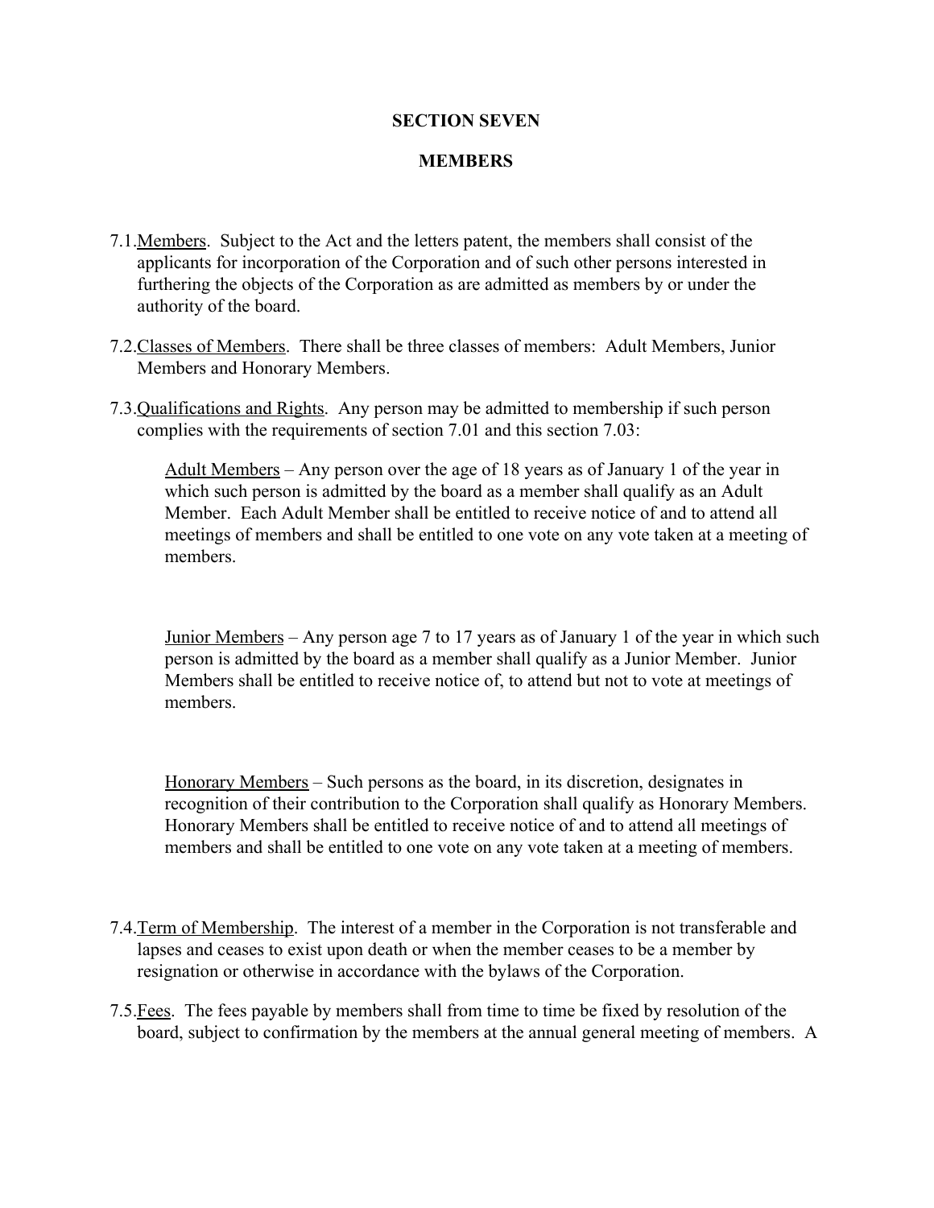## SECTION SEVEN

## MEMBERS

7.1. Members. Subject to the Act and the letters patent, the members shall consist of the applicants for incorporation of the Corporation and of such other persons interested in furthering the objects of the Corporation as are admitted as members by or under the authority of the board.

7.2. Classes of Members. There shall be three classes of members: Adult Members, Junior Members and Honorary Members.

7.3. Qualifications and Rights. Any person may be admitted to membership if such person complies with the requirements of section 7.01 and this section 7.03:

> Adult Members – Any person over the age of 18 years as of January 1 of the year in which such person is admitted by the board as a member shall qualify as an Adult Member. Each Adult Member shall be entitled to receive notice of and to attend all meetings of members and shall be entitled to one vote on any vote taken at a meeting of members.
>
> Junior Members – Any person age 7 to 17 years as of January 1 of the year in which such person is admitted by the board as a member shall qualify as a Junior Member. Junior Members shall be entitled to receive notice of, to attend but not to vote at meetings of members.
>
> Honorary Members – Such persons as the board, in its discretion, designates in recognition of their contribution to the Corporation shall qualify as Honorary Members. Honorary Members shall be entitled to receive notice of and to attend all meetings of members and shall be entitled to one vote on any vote taken at a meeting of members.

7.4. Term of Membership. The interest of a member in the Corporation is not transferable and lapses and ceases to exist upon death or when the member ceases to be a member by resignation or otherwise in accordance with the bylaws of the Corporation.

7.5. Fees. The fees payable by members shall from time to time be fixed by resolution of the board, subject to confirmation by the members at the annual general meeting of members. A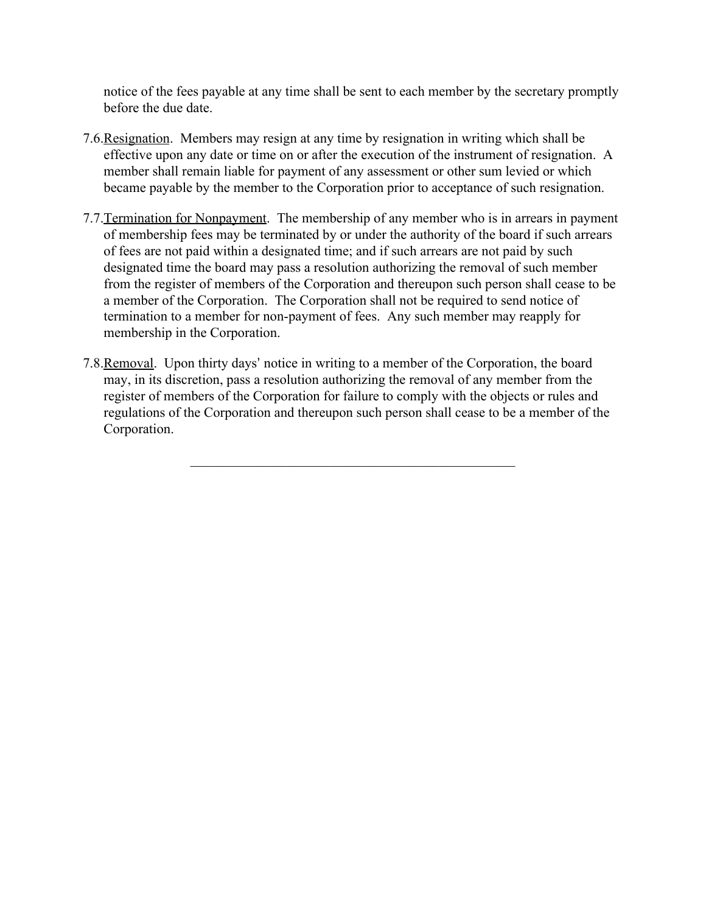notice of the fees payable at any time shall be sent to each member by the secretary promptly before the due date.

7.6. Resignation. Members may resign at any time by resignation in writing which shall be effective upon any date or time on or after the execution of the instrument of resignation. A member shall remain liable for payment of any assessment or other sum levied or which became payable by the member to the Corporation prior to acceptance of such resignation.

7.7. Termination for Nonpayment. The membership of any member who is in arrears in payment of membership fees may be terminated by or under the authority of the board if such arrears of fees are not paid within a designated time; and if such arrears are not paid by such designated time the board may pass a resolution authorizing the removal of such member from the register of members of the Corporation and thereupon such person shall cease to be a member of the Corporation. The Corporation shall not be required to send notice of termination to a member for non-payment of fees. Any such member may reapply for membership in the Corporation.

7.8. Removal. Upon thirty days' notice in writing to a member of the Corporation, the board may, in its discretion, pass a resolution authorizing the removal of any member from the register of members of the Corporation for failure to comply with the objects or rules and regulations of the Corporation and thereupon such person shall cease to be a member of the Corporation.

---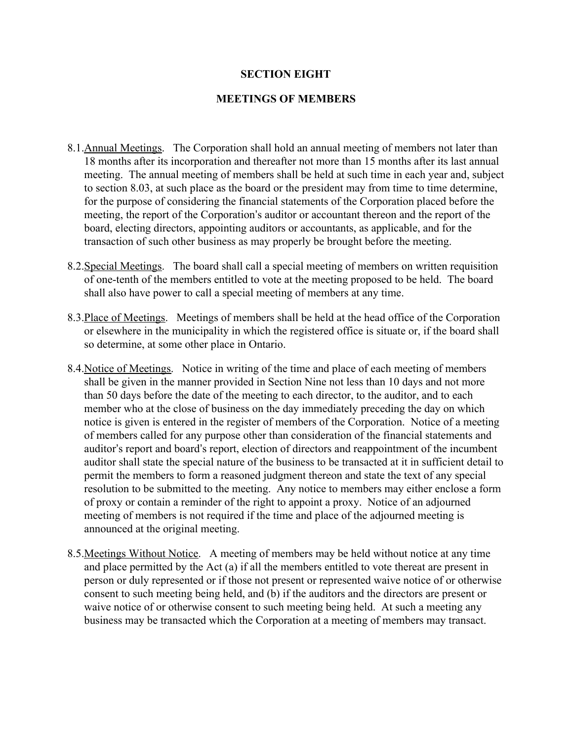## SECTION EIGHT

## MEETINGS OF MEMBERS

8.1. Annual Meetings. The Corporation shall hold an annual meeting of members not later than 18 months after its incorporation and thereafter not more than 15 months after its last annual meeting. The annual meeting of members shall be held at such time in each year and, subject to section 8.03, at such place as the board or the president may from time to time determine, for the purpose of considering the financial statements of the Corporation placed before the meeting, the report of the Corporation's auditor or accountant thereon and the report of the board, electing directors, appointing auditors or accountants, as applicable, and for the transaction of such other business as may properly be brought before the meeting.

8.2. Special Meetings. The board shall call a special meeting of members on written requisition of one-tenth of the members entitled to vote at the meeting proposed to be held. The board shall also have power to call a special meeting of members at any time.

8.3. Place of Meetings. Meetings of members shall be held at the head office of the Corporation or elsewhere in the municipality in which the registered office is situate or, if the board shall so determine, at some other place in Ontario.

8.4. Notice of Meetings. Notice in writing of the time and place of each meeting of members shall be given in the manner provided in Section Nine not less than 10 days and not more than 50 days before the date of the meeting to each director, to the auditor, and to each member who at the close of business on the day immediately preceding the day on which notice is given is entered in the register of members of the Corporation. Notice of a meeting of members called for any purpose other than consideration of the financial statements and auditor's report and board's report, election of directors and reappointment of the incumbent auditor shall state the special nature of the business to be transacted at it in sufficient detail to permit the members to form a reasoned judgment thereon and state the text of any special resolution to be submitted to the meeting. Any notice to members may either enclose a form of proxy or contain a reminder of the right to appoint a proxy. Notice of an adjourned meeting of members is not required if the time and place of the adjourned meeting is announced at the original meeting.

8.5. Meetings Without Notice. A meeting of members may be held without notice at any time and place permitted by the Act (a) if all the members entitled to vote thereat are present in person or duly represented or if those not present or represented waive notice of or otherwise consent to such meeting being held, and (b) if the auditors and the directors are present or waive notice of or otherwise consent to such meeting being held. At such a meeting any business may be transacted which the Corporation at a meeting of members may transact.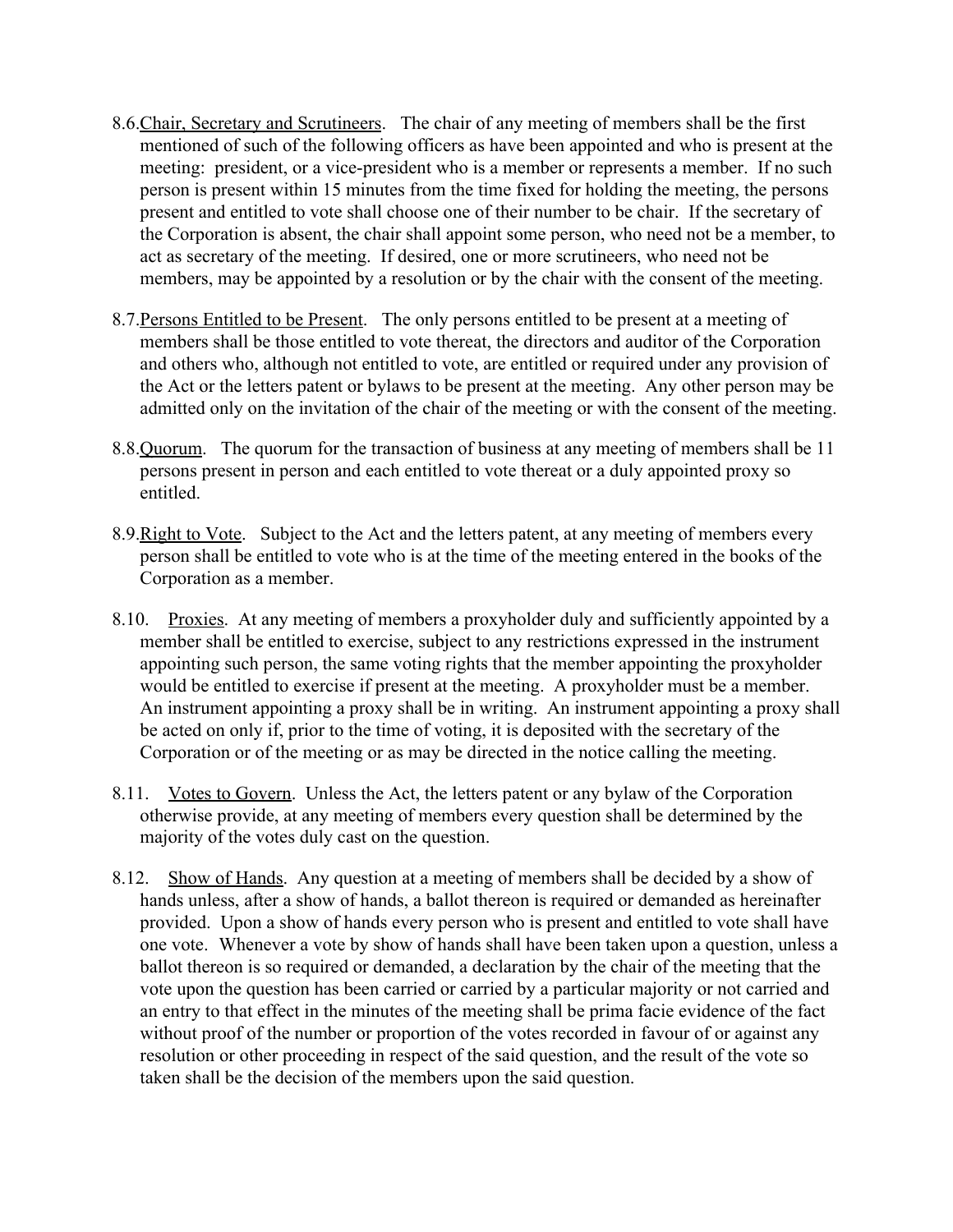8.6. <u>Chair, Secretary and Scrutineers</u>. The chair of any meeting of members shall be the first mentioned of such of the following officers as have been appointed and who is present at the meeting: president, or a vice-president who is a member or represents a member. If no such person is present within 15 minutes from the time fixed for holding the meeting, the persons present and entitled to vote shall choose one of their number to be chair. If the secretary of the Corporation is absent, the chair shall appoint some person, who need not be a member, to act as secretary of the meeting. If desired, one or more scrutineers, who need not be members, may be appointed by a resolution or by the chair with the consent of the meeting.

8.7. <u>Persons Entitled to be Present</u>. The only persons entitled to be present at a meeting of members shall be those entitled to vote thereat, the directors and auditor of the Corporation and others who, although not entitled to vote, are entitled or required under any provision of the Act or the letters patent or bylaws to be present at the meeting. Any other person may be admitted only on the invitation of the chair of the meeting or with the consent of the meeting.

8.8. <u>Quorum</u>. The quorum for the transaction of business at any meeting of members shall be 11 persons present in person and each entitled to vote thereat or a duly appointed proxy so entitled.

8.9. <u>Right to Vote</u>. Subject to the Act and the letters patent, at any meeting of members every person shall be entitled to vote who is at the time of the meeting entered in the books of the Corporation as a member.

8.10. <u>Proxies</u>. At any meeting of members a proxyholder duly and sufficiently appointed by a member shall be entitled to exercise, subject to any restrictions expressed in the instrument appointing such person, the same voting rights that the member appointing the proxyholder would be entitled to exercise if present at the meeting. A proxyholder must be a member. An instrument appointing a proxy shall be in writing. An instrument appointing a proxy shall be acted on only if, prior to the time of voting, it is deposited with the secretary of the Corporation or of the meeting or as may be directed in the notice calling the meeting.

8.11. <u>Votes to Govern</u>. Unless the Act, the letters patent or any bylaw of the Corporation otherwise provide, at any meeting of members every question shall be determined by the majority of the votes duly cast on the question.

8.12. <u>Show of Hands</u>. Any question at a meeting of members shall be decided by a show of hands unless, after a show of hands, a ballot thereon is required or demanded as hereinafter provided. Upon a show of hands every person who is present and entitled to vote shall have one vote. Whenever a vote by show of hands shall have been taken upon a question, unless a ballot thereon is so required or demanded, a declaration by the chair of the meeting that the vote upon the question has been carried or carried by a particular majority or not carried and an entry to that effect in the minutes of the meeting shall be prima facie evidence of the fact without proof of the number or proportion of the votes recorded in favour of or against any resolution or other proceeding in respect of the said question, and the result of the vote so taken shall be the decision of the members upon the said question.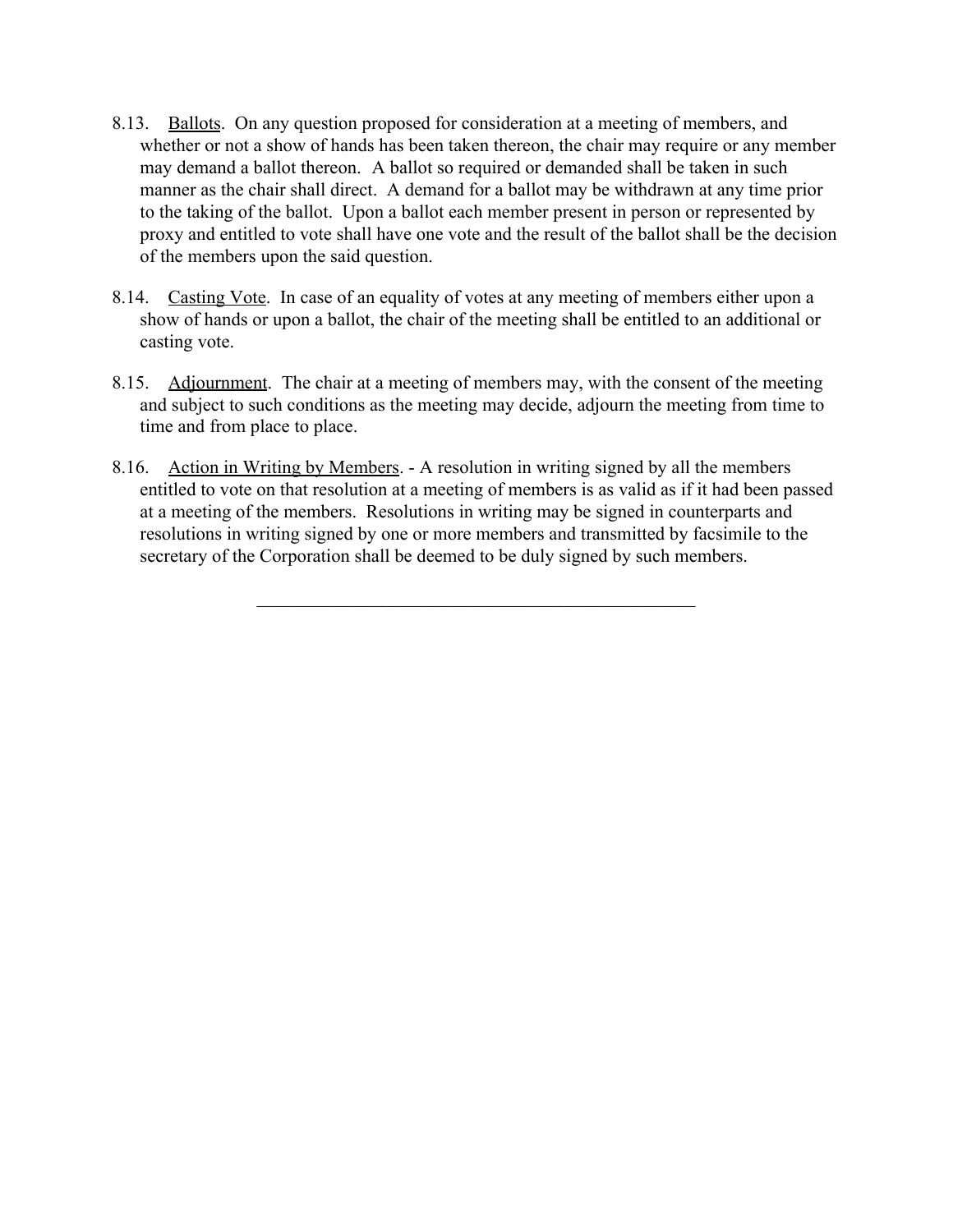8.13. Ballots. On any question proposed for consideration at a meeting of members, and whether or not a show of hands has been taken thereon, the chair may require or any member may demand a ballot thereon. A ballot so required or demanded shall be taken in such manner as the chair shall direct. A demand for a ballot may be withdrawn at any time prior to the taking of the ballot. Upon a ballot each member present in person or represented by proxy and entitled to vote shall have one vote and the result of the ballot shall be the decision of the members upon the said question.

8.14. Casting Vote. In case of an equality of votes at any meeting of members either upon a show of hands or upon a ballot, the chair of the meeting shall be entitled to an additional or casting vote.

8.15. Adjournment. The chair at a meeting of members may, with the consent of the meeting and subject to such conditions as the meeting may decide, adjourn the meeting from time to time and from place to place.

8.16. Action in Writing by Members. - A resolution in writing signed by all the members entitled to vote on that resolution at a meeting of members is as valid as if it had been passed at a meeting of the members. Resolutions in writing may be signed in counterparts and resolutions in writing signed by one or more members and transmitted by facsimile to the secretary of the Corporation shall be deemed to be duly signed by such members.

---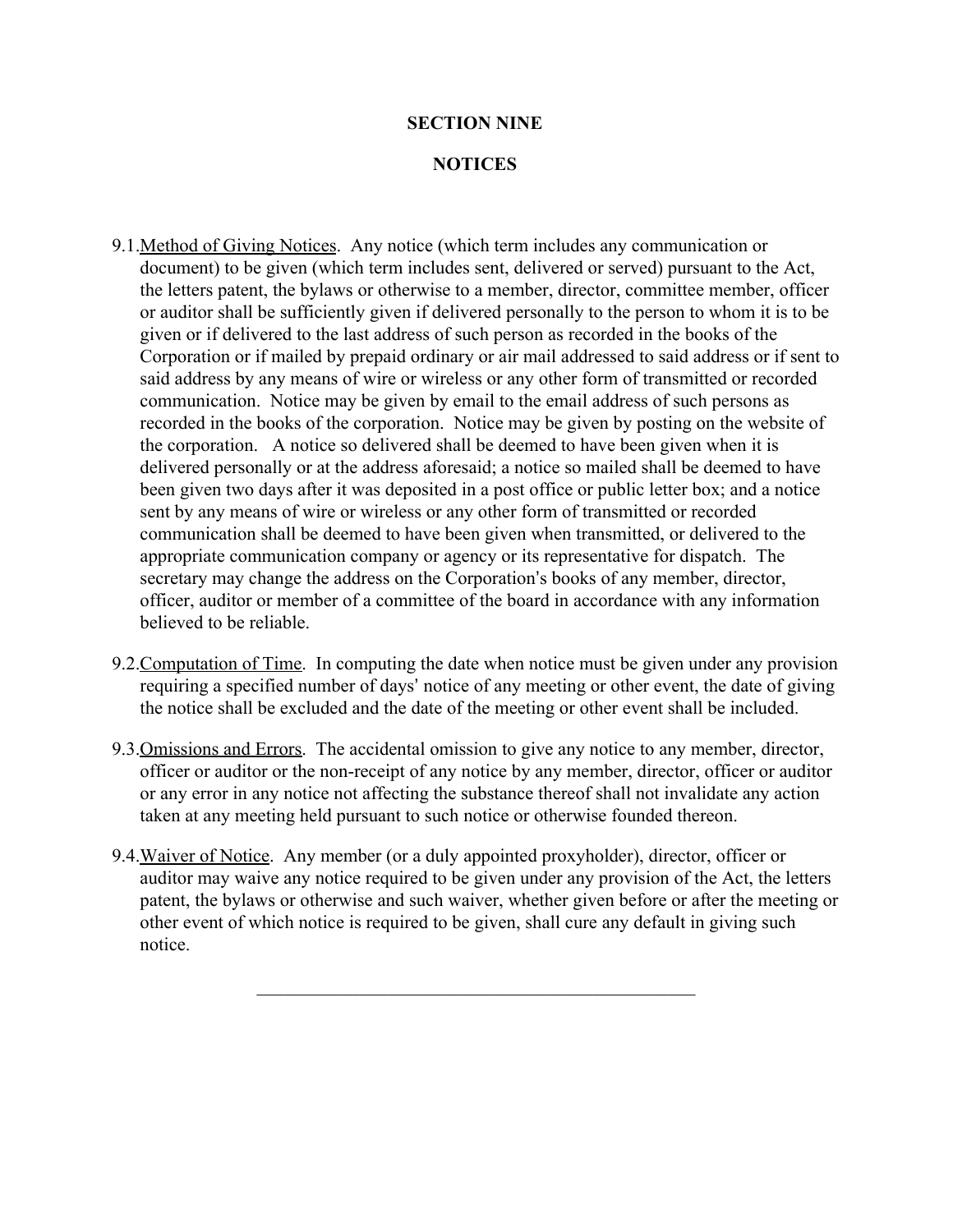## SECTION NINE

## NOTICES

9.1. Method of Giving Notices. Any notice (which term includes any communication or document) to be given (which term includes sent, delivered or served) pursuant to the Act, the letters patent, the bylaws or otherwise to a member, director, committee member, officer or auditor shall be sufficiently given if delivered personally to the person to whom it is to be given or if delivered to the last address of such person as recorded in the books of the Corporation or if mailed by prepaid ordinary or air mail addressed to said address or if sent to said address by any means of wire or wireless or any other form of transmitted or recorded communication. Notice may be given by email to the email address of such persons as recorded in the books of the corporation. Notice may be given by posting on the website of the corporation. A notice so delivered shall be deemed to have been given when it is delivered personally or at the address aforesaid; a notice so mailed shall be deemed to have been given two days after it was deposited in a post office or public letter box; and a notice sent by any means of wire or wireless or any other form of transmitted or recorded communication shall be deemed to have been given when transmitted, or delivered to the appropriate communication company or agency or its representative for dispatch. The secretary may change the address on the Corporation's books of any member, director, officer, auditor or member of a committee of the board in accordance with any information believed to be reliable.

9.2. Computation of Time. In computing the date when notice must be given under any provision requiring a specified number of days' notice of any meeting or other event, the date of giving the notice shall be excluded and the date of the meeting or other event shall be included.

9.3. Omissions and Errors. The accidental omission to give any notice to any member, director, officer or auditor or the non-receipt of any notice by any member, director, officer or auditor or any error in any notice not affecting the substance thereof shall not invalidate any action taken at any meeting held pursuant to such notice or otherwise founded thereon.

9.4. Waiver of Notice. Any member (or a duly appointed proxyholder), director, officer or auditor may waive any notice required to be given under any provision of the Act, the letters patent, the bylaws or otherwise and such waiver, whether given before or after the meeting or other event of which notice is required to be given, shall cure any default in giving such notice.

---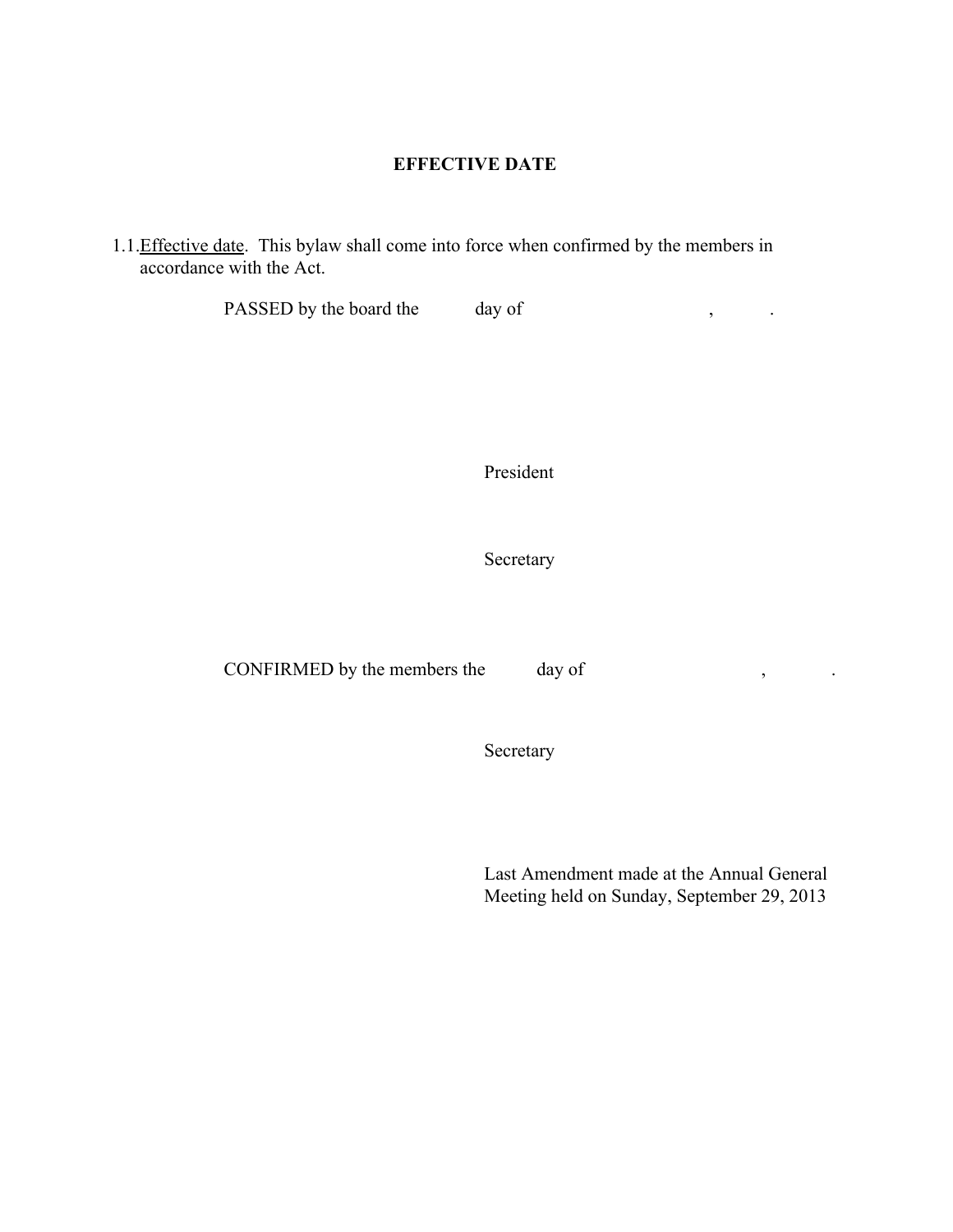## EFFECTIVE DATE

1.1. Effective date. This bylaw shall come into force when confirmed by the members in accordance with the Act.

PASSED by the board the day of , .

President

Secretary

CONFIRMED by the members the day of , .

Secretary

Last Amendment made at the Annual General Meeting held on Sunday, September 29, 2013